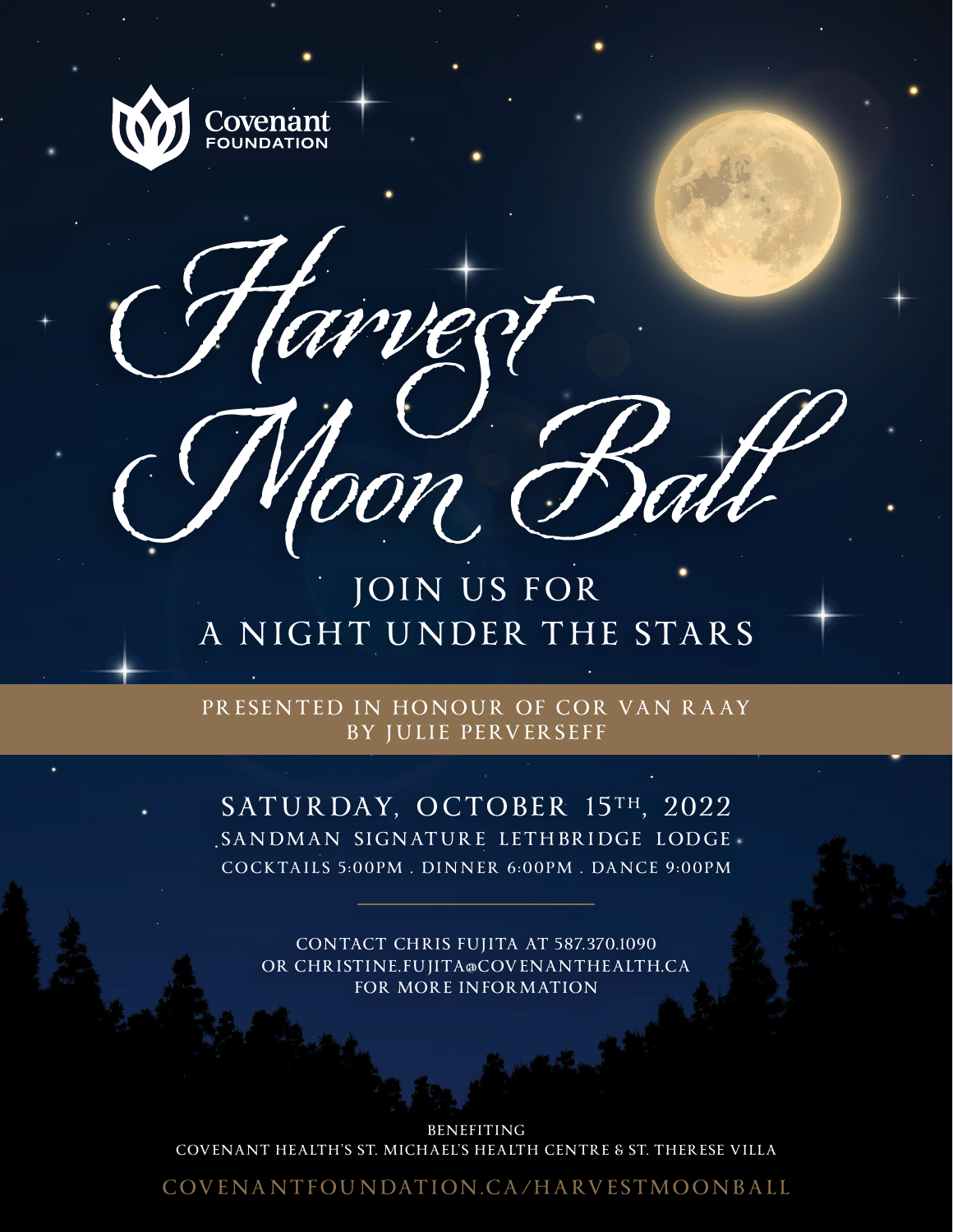Covenant FOUNDATION

# Harvest Moon Ball

## JOIN US FOR A NIGHT UNDER THE STARS

PRESENTED IN HONOUR OF COR VAN RAAY BY JULIE PERVERSEFF

SATURDAY, OCTOBER 15TH, 2022

SANDMAN SIGNATURE LETHBRIDGE LODGE

COCKTAILS 5:00PM . DINNER 6:00PM . DANCE 9:00PM

---

CONTACT CHRIS FUJITA AT 587.370.1090
OR CHRISTINE.FUJITA@COVENANTHEALTH.CA
FOR MORE INFORMATION

BENEFITING
COVENANT HEALTH'S ST. MICHAEL'S HEALTH CENTRE & ST. THERESE VILLA

COVENANTFOUNDATION.CA/HARVESTMOONBALL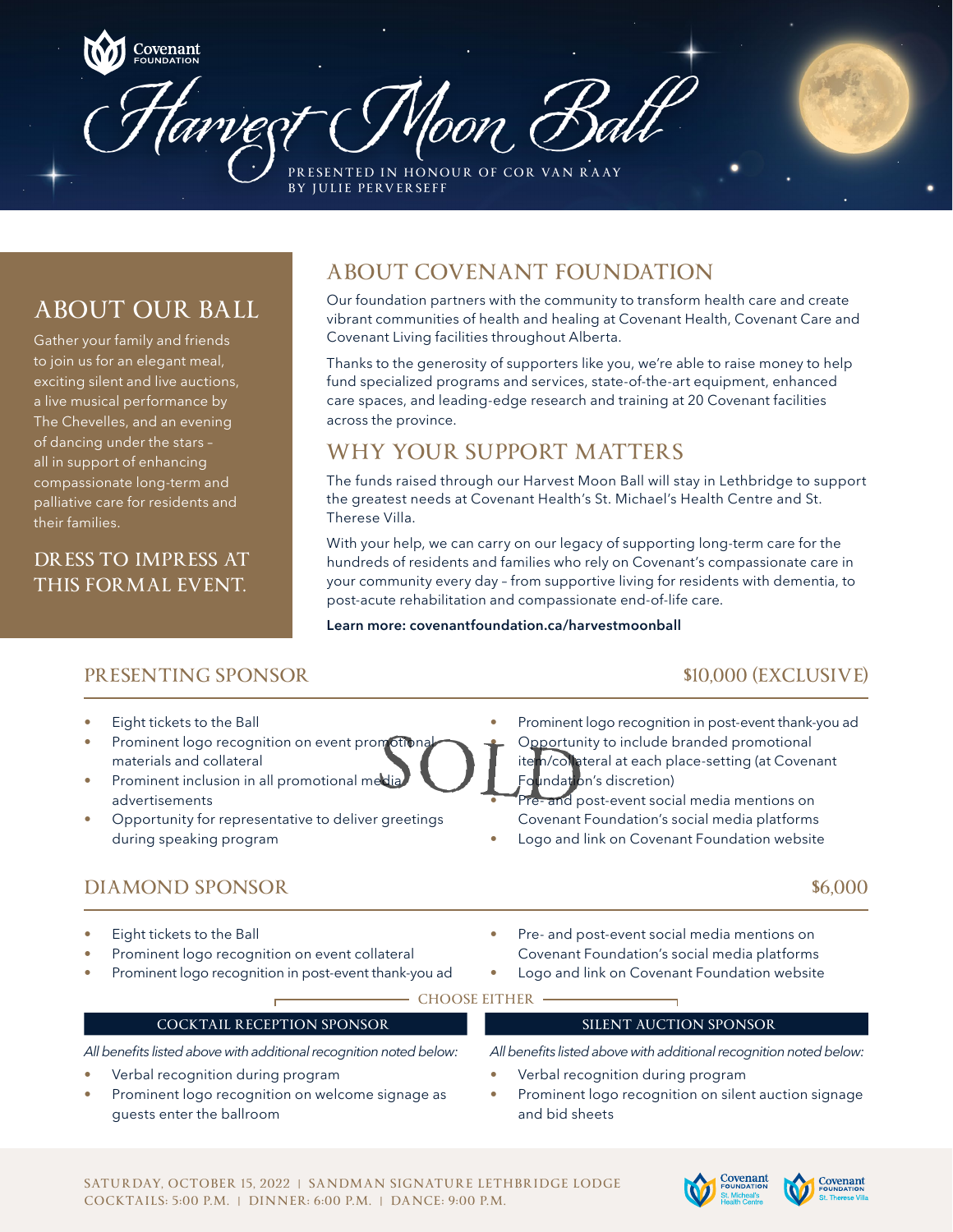Covenant FOUNDATION

# Harvest Moon Ball

PRESENTED IN HONOUR OF COR VAN RAAY BY JULIE PERVERSEFF

## ABOUT OUR BALL

Gather your family and friends to join us for an elegant meal, exciting silent and live auctions, a live musical performance by The Chevelles, and an evening of dancing under the stars – all in support of enhancing compassionate long-term and palliative care for residents and their families.

**DRESS TO IMPRESS AT THIS FORMAL EVENT.**

## ABOUT COVENANT FOUNDATION

Our foundation partners with the community to transform health care and create vibrant communities of health and healing at Covenant Health, Covenant Care and Covenant Living facilities throughout Alberta.

Thanks to the generosity of supporters like you, we're able to raise money to help fund specialized programs and services, state-of-the-art equipment, enhanced care spaces, and leading-edge research and training at 20 Covenant facilities across the province.

## WHY YOUR SUPPORT MATTERS

The funds raised through our Harvest Moon Ball will stay in Lethbridge to support the greatest needs at Covenant Health's St. Michael's Health Centre and St. Therese Villa.

With your help, we can carry on our legacy of supporting long-term care for the hundreds of residents and families who rely on Covenant's compassionate care in your community every day – from supportive living for residents with dementia, to post-acute rehabilitation and compassionate end-of-life care.

**Learn more: covenantfoundation.ca/harvestmoonball**

## PRESENTING SPONSOR — $10,000 (EXCLUSIVE)

SOLD

- Eight tickets to the Ball
- Prominent logo recognition on event promotional materials and collateral
- Prominent inclusion in all promotional media advertisements
- Opportunity for representative to deliver greetings during speaking program
- Prominent logo recognition in post-event thank-you ad
- Opportunity to include branded promotional item/collateral at each place-setting (at Covenant Foundation's discretion)
- Pre- and post-event social media mentions on Covenant Foundation's social media platforms
- Logo and link on Covenant Foundation website

## DIAMOND SPONSOR — $6,000

- Eight tickets to the Ball
- Prominent logo recognition on event collateral
- Prominent logo recognition in post-event thank-you ad
- Pre- and post-event social media mentions on Covenant Foundation's social media platforms
- Logo and link on Covenant Foundation website

**CHOOSE EITHER**

### COCKTAIL RECEPTION SPONSOR

*All benefits listed above with additional recognition noted below:*

- Verbal recognition during program
- Prominent logo recognition on welcome signage as guests enter the ballroom

### SILENT AUCTION SPONSOR

*All benefits listed above with additional recognition noted below:*

- Verbal recognition during program
- Prominent logo recognition on silent auction signage and bid sheets

SATURDAY, OCTOBER 15, 2022 | SANDMAN SIGNATURE LETHBRIDGE LODGE
COCKTAILS: 5:00 P.M. | DINNER: 6:00 P.M. | DANCE: 9:00 P.M.

Covenant FOUNDATION St. Michael's Health Centre
Covenant FOUNDATION St. Therese Villa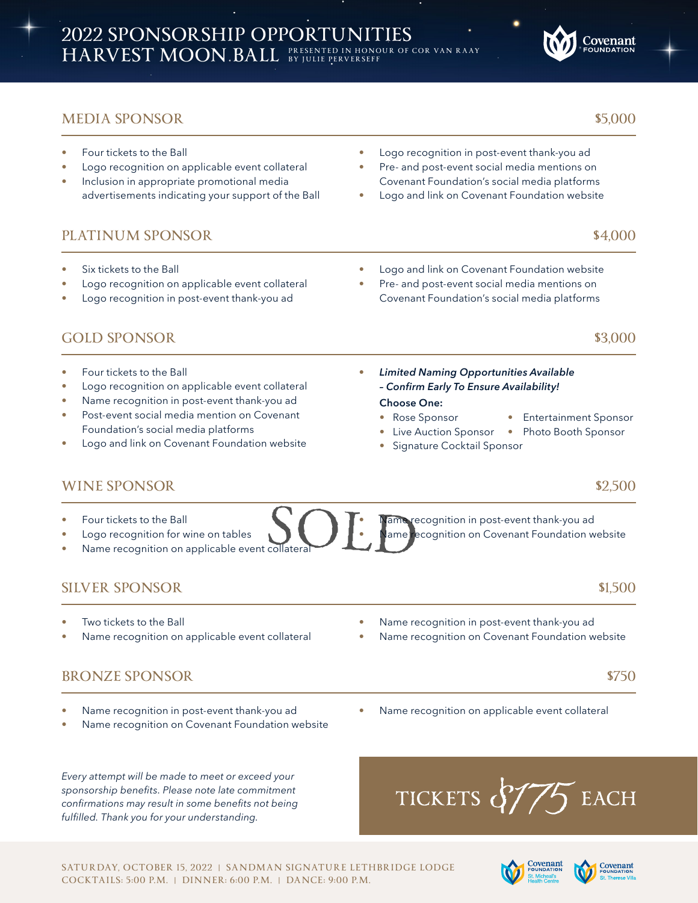# 2022 SPONSORSHIP OPPORTUNITIES
# HARVEST MOON BALL

PRESENTED IN HONOUR OF COR VAN RAAY BY JULIE PERVERSEFF

Covenant FOUNDATION

## MEDIA SPONSOR — $5,000

- Four tickets to the Ball
- Logo recognition on applicable event collateral
- Inclusion in appropriate promotional media advertisements indicating your support of the Ball
- Logo recognition in post-event thank-you ad
- Pre- and post-event social media mentions on Covenant Foundation's social media platforms
- Logo and link on Covenant Foundation website

## PLATINUM SPONSOR — $4,000

- Six tickets to the Ball
- Logo recognition on applicable event collateral
- Logo recognition in post-event thank-you ad
- Logo and link on Covenant Foundation website
- Pre- and post-event social media mentions on Covenant Foundation's social media platforms

## GOLD SPONSOR — $3,000

- Four tickets to the Ball
- Logo recognition on applicable event collateral
- Name recognition in post-event thank-you ad
- Post-event social media mention on Covenant Foundation's social media platforms
- Logo and link on Covenant Foundation website
- ***Limited Naming Opportunities Available – Confirm Early To Ensure Availability!***

**Choose One:**

- Rose Sponsor
- Live Auction Sponsor
- Signature Cocktail Sponsor
- Entertainment Sponsor
- Photo Booth Sponsor

## WINE SPONSOR — $2,500

SOLD

- Four tickets to the Ball
- Logo recognition for wine on tables
- Name recognition on applicable event collateral
- Name recognition in post-event thank-you ad
- Name recognition on Covenant Foundation website

## SILVER SPONSOR — $1,500

- Two tickets to the Ball
- Name recognition on applicable event collateral
- Name recognition in post-event thank-you ad
- Name recognition on Covenant Foundation website

## BRONZE SPONSOR — $750

- Name recognition in post-event thank-you ad
- Name recognition on Covenant Foundation website
- Name recognition on applicable event collateral

*Every attempt will be made to meet or exceed your sponsorship benefits. Please note late commitment confirmations may result in some benefits not being fulfilled. Thank you for your understanding.*

**TICKETS $175 EACH**

SATURDAY, OCTOBER 15, 2022 | SANDMAN SIGNATURE LETHBRIDGE LODGE
COCKTAILS: 5:00 P.M. | DINNER: 6:00 P.M. | DANCE: 9:00 P.M.

Covenant FOUNDATION St. Michael's Health Centre
Covenant FOUNDATION St. Therese Villa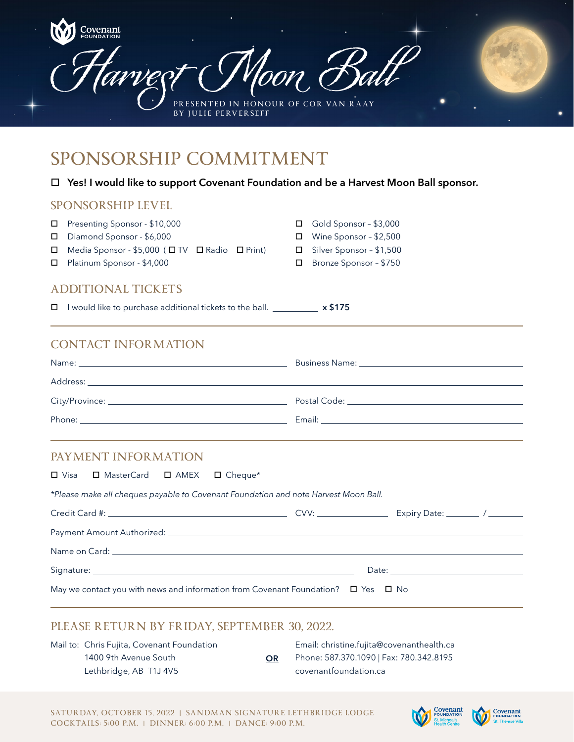Covenant FOUNDATION

# Harvest Moon Ball

PRESENTED IN HONOUR OF COR VAN RAAY BY JULIE PERVERSEFF

# SPONSORSHIP COMMITMENT

☐ **Yes! I would like to support Covenant Foundation and be a Harvest Moon Ball sponsor.**

## SPONSORSHIP LEVEL

- ☐ Presenting Sponsor - $10,000
- ☐ Diamond Sponsor - $6,000
- ☐ Media Sponsor - $5,000 ( ☐ TV ☐ Radio ☐ Print)
- ☐ Platinum Sponsor - $4,000
- ☐ Gold Sponsor – $3,000
- ☐ Wine Sponsor – $2,500
- ☐ Silver Sponsor – $1,500
- ☐ Bronze Sponsor – $750

## ADDITIONAL TICKETS

☐ I would like to purchase additional tickets to the ball. __________ **x $175**

## CONTACT INFORMATION

Name: ______________________ Business Name: ______________________

Address: ______________________________________________

City/Province: ______________________ Postal Code: ______________________

Phone: ______________________ Email: ______________________

## PAYMENT INFORMATION

☐ Visa ☐ MasterCard ☐ AMEX ☐ Cheque*

*\*Please make all cheques payable to Covenant Foundation and note Harvest Moon Ball.*

Credit Card #: ______________________ CVV: __________ Expiry Date: _______ / _______

Payment Amount Authorized: ______________________________________________

Name on Card: ______________________________________________

Signature: ______________________________ Date: ______________________

May we contact you with news and information from Covenant Foundation? ☐ Yes ☐ No

## PLEASE RETURN BY FRIDAY, SEPTEMBER 30, 2022.

Mail to: Chris Fujita, Covenant Foundation
1400 9th Avenue South
Lethbridge, AB T1J 4V5

**OR**

Email: christine.fujita@covenanthealth.ca
Phone: 587.370.1090 | Fax: 780.342.8195
covenantfoundation.ca

SATURDAY, OCTOBER 15, 2022 | SANDMAN SIGNATURE LETHBRIDGE LODGE
COCKTAILS: 5:00 P.M. | DINNER: 6:00 P.M. | DANCE: 9:00 P.M.

Covenant FOUNDATION St. Micheal's Health Centre
Covenant FOUNDATION St. Therese Villa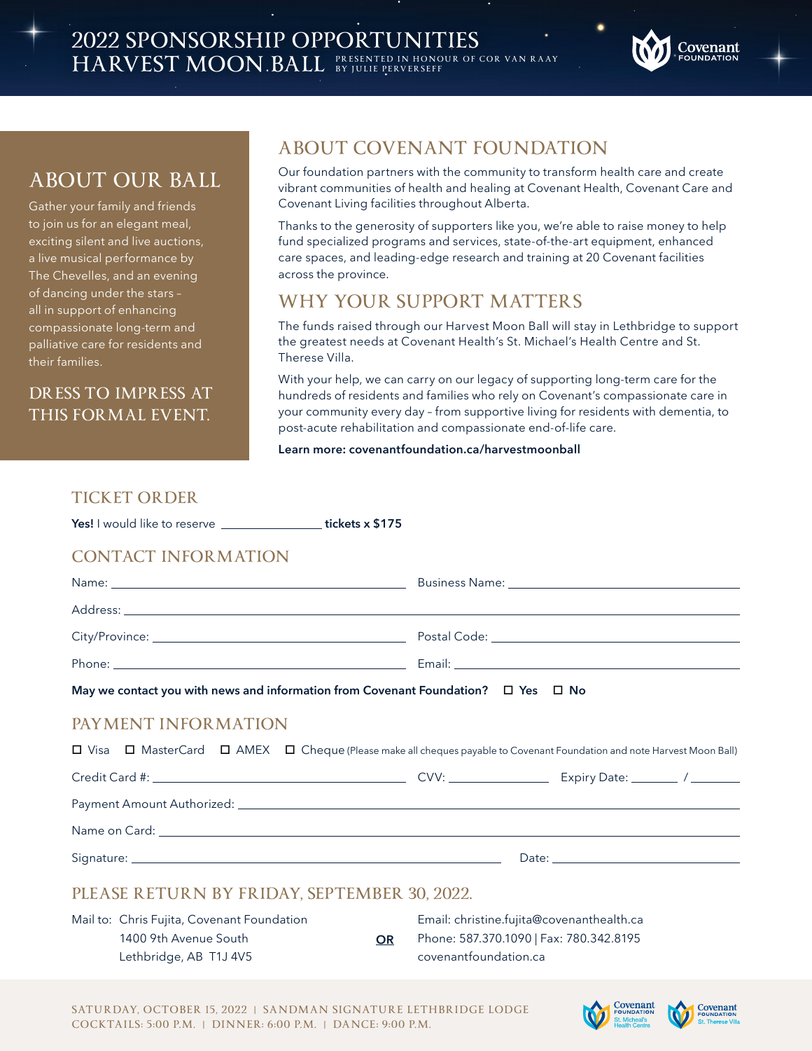# 2022 SPONSORSHIP OPPORTUNITIES
# HARVEST MOON BALL

PRESENTED IN HONOUR OF COR VAN RAAY BY JULIE PERVERSEFF

Covenant FOUNDATION

## ABOUT OUR BALL

Gather your family and friends to join us for an elegant meal, exciting silent and live auctions, a live musical performance by The Chevelles, and an evening of dancing under the stars – all in support of enhancing compassionate long-term and palliative care for residents and their families.

### DRESS TO IMPRESS AT THIS FORMAL EVENT.

## ABOUT COVENANT FOUNDATION

Our foundation partners with the community to transform health care and create vibrant communities of health and healing at Covenant Health, Covenant Care and Covenant Living facilities throughout Alberta.

Thanks to the generosity of supporters like you, we're able to raise money to help fund specialized programs and services, state-of-the-art equipment, enhanced care spaces, and leading-edge research and training at 20 Covenant facilities across the province.

## WHY YOUR SUPPORT MATTERS

The funds raised through our Harvest Moon Ball will stay in Lethbridge to support the greatest needs at Covenant Health's St. Michael's Health Centre and St. Therese Villa.

With your help, we can carry on our legacy of supporting long-term care for the hundreds of residents and families who rely on Covenant's compassionate care in your community every day – from supportive living for residents with dementia, to post-acute rehabilitation and compassionate end-of-life care.

**Learn more: covenantfoundation.ca/harvestmoonball**

## TICKET ORDER

**Yes!** I would like to reserve ______________ **tickets x $175**

## CONTACT INFORMATION

Name: ______________________ Business Name: ______________________

Address: ______________________

City/Province: ______________________ Postal Code: ______________________

Phone: ______________________ Email: ______________________

**May we contact you with news and information from Covenant Foundation?** ☐ **Yes** ☐ **No**

## PAYMENT INFORMATION

☐ Visa ☐ MasterCard ☐ AMEX ☐ Cheque (Please make all cheques payable to Covenant Foundation and note Harvest Moon Ball)

Credit Card #: ______________________ CVV: __________ Expiry Date: ______ / ______

Payment Amount Authorized: ______________________

Name on Card: ______________________

Signature: ______________________ Date: ______________________

## PLEASE RETURN BY FRIDAY, SEPTEMBER 30, 2022.

Mail to: Chris Fujita, Covenant Foundation
1400 9th Avenue South
Lethbridge, AB T1J 4V5

**OR**

Email: christine.fujita@covenanthealth.ca
Phone: 587.370.1090 | Fax: 780.342.8195
covenantfoundation.ca

SATURDAY, OCTOBER 15, 2022 | SANDMAN SIGNATURE LETHBRIDGE LODGE
COCKTAILS: 5:00 P.M. | DINNER: 6:00 P.M. | DANCE: 9:00 P.M.

Covenant FOUNDATION St. Micheal's Health Centre

Covenant FOUNDATION St. Therese Villa